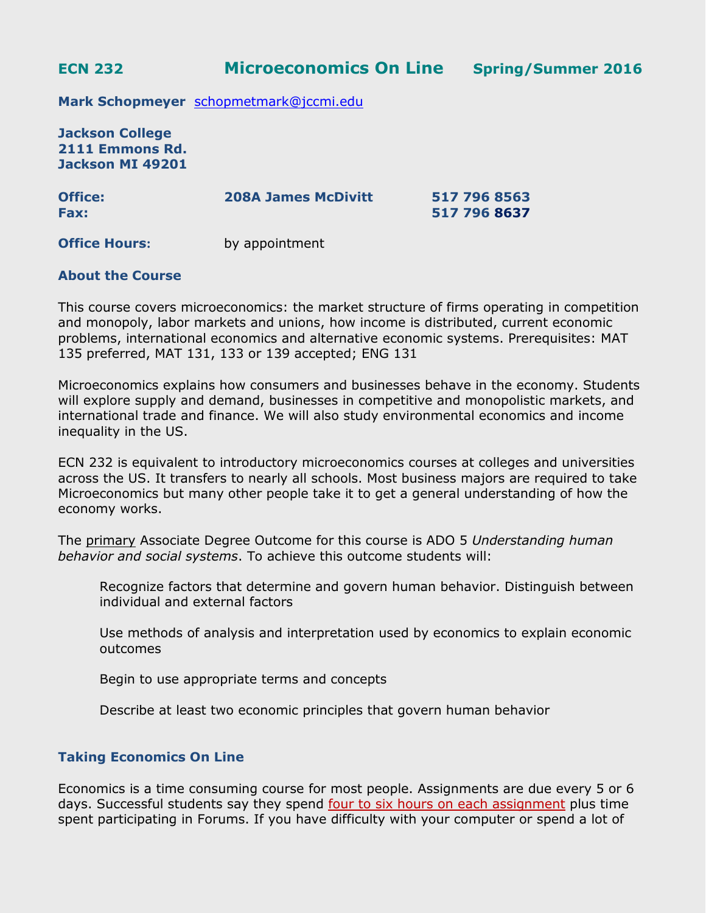## ECN 232 Microeconomics On Line Spring/Summer 2016

**Mark Schopmeyer** schopmetmark@jccmi.edu

**Jackson College**
**2111 Emmons Rd.**
**Jackson MI 49201**

| | | |
|---|---|---|
| **Office:** | **208A James McDivitt** | **517 796 8563** |
| **Fax:** | | **517 796 8637** |

**Office Hours:** by appointment

### About the Course

This course covers microeconomics: the market structure of firms operating in competition and monopoly, labor markets and unions, how income is distributed, current economic problems, international economics and alternative economic systems. Prerequisites: MAT 135 preferred, MAT 131, 133 or 139 accepted; ENG 131

Microeconomics explains how consumers and businesses behave in the economy. Students will explore supply and demand, businesses in competitive and monopolistic markets, and international trade and finance. We will also study environmental economics and income inequality in the US.

ECN 232 is equivalent to introductory microeconomics courses at colleges and universities across the US. It transfers to nearly all schools. Most business majors are required to take Microeconomics but many other people take it to get a general understanding of how the economy works.

The primary Associate Degree Outcome for this course is ADO 5 *Understanding human behavior and social systems*. To achieve this outcome students will:

> Recognize factors that determine and govern human behavior. Distinguish between individual and external factors
>
> Use methods of analysis and interpretation used by economics to explain economic outcomes
>
> Begin to use appropriate terms and concepts
>
> Describe at least two economic principles that govern human behavior

### Taking Economics On Line

Economics is a time consuming course for most people. Assignments are due every 5 or 6 days. Successful students say they spend four to six hours on each assignment plus time spent participating in Forums. If you have difficulty with your computer or spend a lot of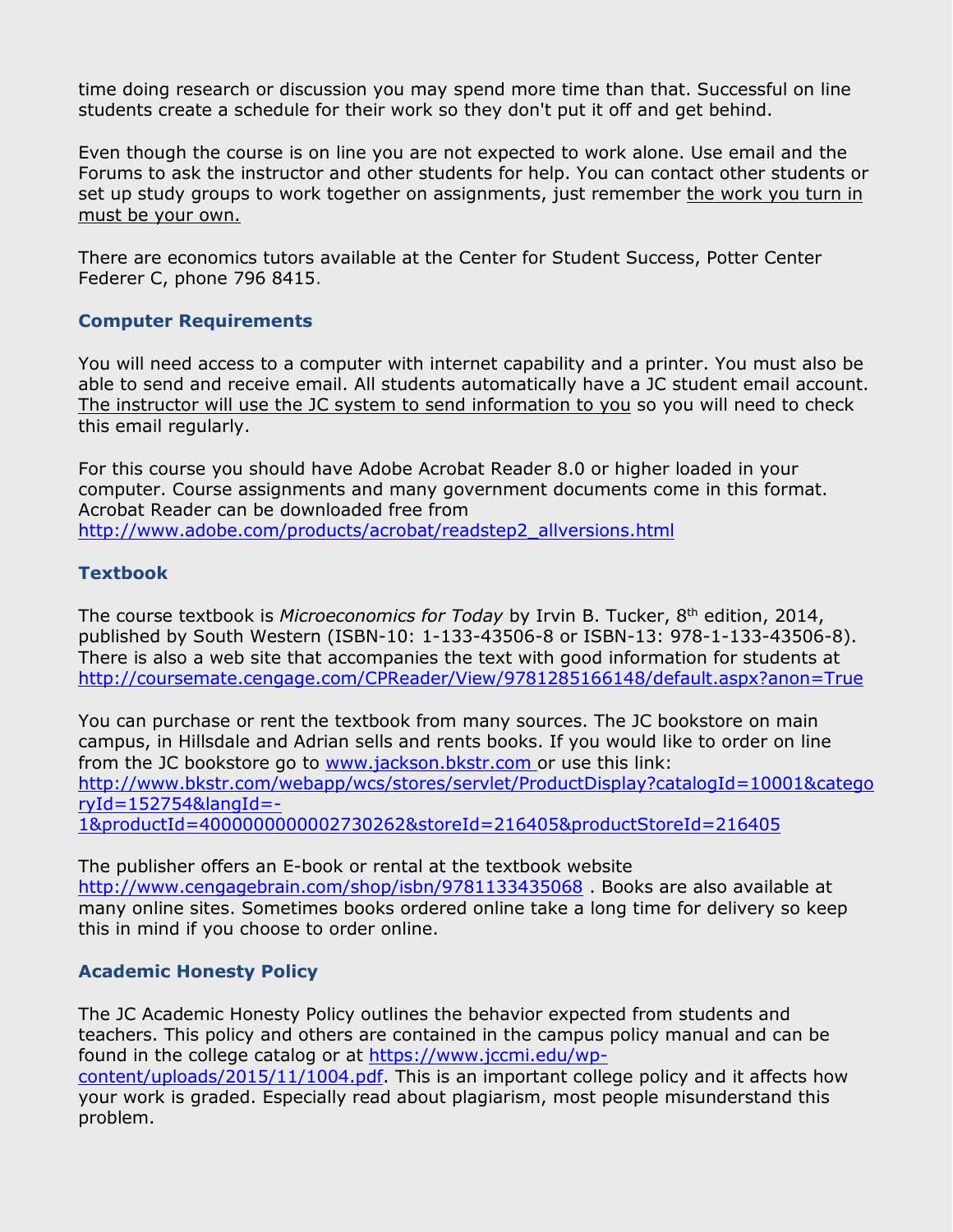time doing research or discussion you may spend more time than that. Successful on line students create a schedule for their work so they don't put it off and get behind.

Even though the course is on line you are not expected to work alone. Use email and the Forums to ask the instructor and other students for help. You can contact other students or set up study groups to work together on assignments, just remember <u>the work you turn in must be your own.</u>

There are economics tutors available at the Center for Student Success, Potter Center Federer C, phone 796 8415.

### Computer Requirements

You will need access to a computer with internet capability and a printer. You must also be able to send and receive email. All students automatically have a JC student email account. <u>The instructor will use the JC system to send information to you</u> so you will need to check this email regularly.

For this course you should have Adobe Acrobat Reader 8.0 or higher loaded in your computer. Course assignments and many government documents come in this format. Acrobat Reader can be downloaded free from http://www.adobe.com/products/acrobat/readstep2_allversions.html

### Textbook

The course textbook is *Microeconomics for Today* by Irvin B. Tucker, 8th edition, 2014, published by South Western (ISBN-10: 1-133-43506-8 or ISBN-13: 978-1-133-43506-8). There is also a web site that accompanies the text with good information for students at http://coursemate.cengage.com/CPReader/View/9781285166148/default.aspx?anon=True

You can purchase or rent the textbook from many sources. The JC bookstore on main campus, in Hillsdale and Adrian sells and rents books. If you would like to order on line from the JC bookstore go to www.jackson.bkstr.com or use this link: http://www.bkstr.com/webapp/wcs/stores/servlet/ProductDisplay?catalogId=10001&categoryId=152754&langId=-1&productId=400000000002730262&storeId=216405&productStoreId=216405

The publisher offers an E-book or rental at the textbook website http://www.cengagebrain.com/shop/isbn/9781133435068 . Books are also available at many online sites. Sometimes books ordered online take a long time for delivery so keep this in mind if you choose to order online.

### Academic Honesty Policy

The JC Academic Honesty Policy outlines the behavior expected from students and teachers. This policy and others are contained in the campus policy manual and can be found in the college catalog or at https://www.jccmi.edu/wp-content/uploads/2015/11/1004.pdf. This is an important college policy and it affects how your work is graded. Especially read about plagiarism, most people misunderstand this problem.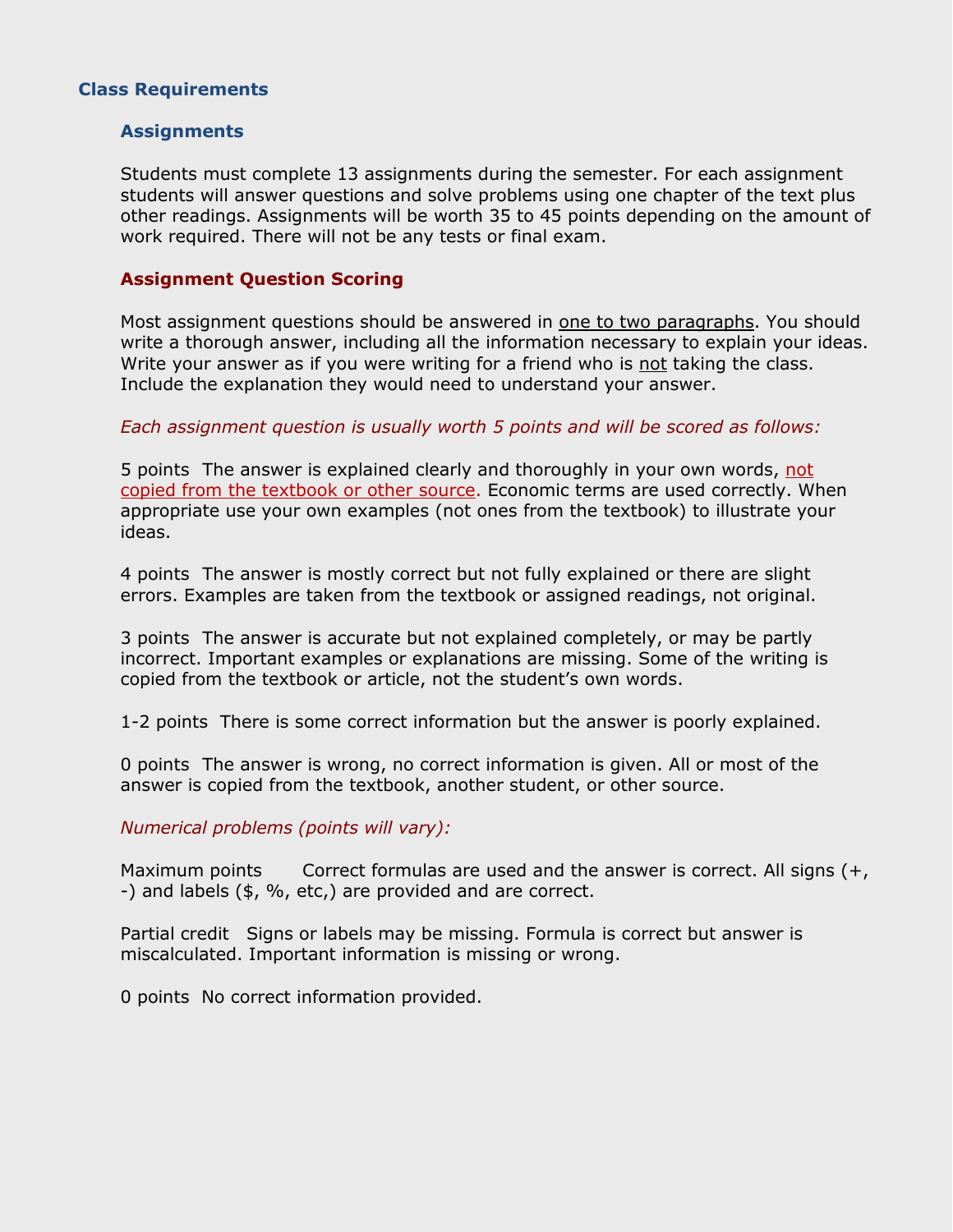## Class Requirements

### Assignments

Students must complete 13 assignments during the semester. For each assignment students will answer questions and solve problems using one chapter of the text plus other readings. Assignments will be worth 35 to 45 points depending on the amount of work required. There will not be any tests or final exam.

### Assignment Question Scoring

Most assignment questions should be answered in one to two paragraphs. You should write a thorough answer, including all the information necessary to explain your ideas. Write your answer as if you were writing for a friend who is not taking the class. Include the explanation they would need to understand your answer.

*Each assignment question is usually worth 5 points and will be scored as follows:*

5 points The answer is explained clearly and thoroughly in your own words, not copied from the textbook or other source. Economic terms are used correctly. When appropriate use your own examples (not ones from the textbook) to illustrate your ideas.

4 points The answer is mostly correct but not fully explained or there are slight errors. Examples are taken from the textbook or assigned readings, not original.

3 points The answer is accurate but not explained completely, or may be partly incorrect. Important examples or explanations are missing. Some of the writing is copied from the textbook or article, not the student's own words.

1-2 points There is some correct information but the answer is poorly explained.

0 points The answer is wrong, no correct information is given. All or most of the answer is copied from the textbook, another student, or other source.

*Numerical problems (points will vary):*

Maximum points Correct formulas are used and the answer is correct. All signs (+, -) and labels ($, %, etc,) are provided and are correct.

Partial credit Signs or labels may be missing. Formula is correct but answer is miscalculated. Important information is missing or wrong.

0 points No correct information provided.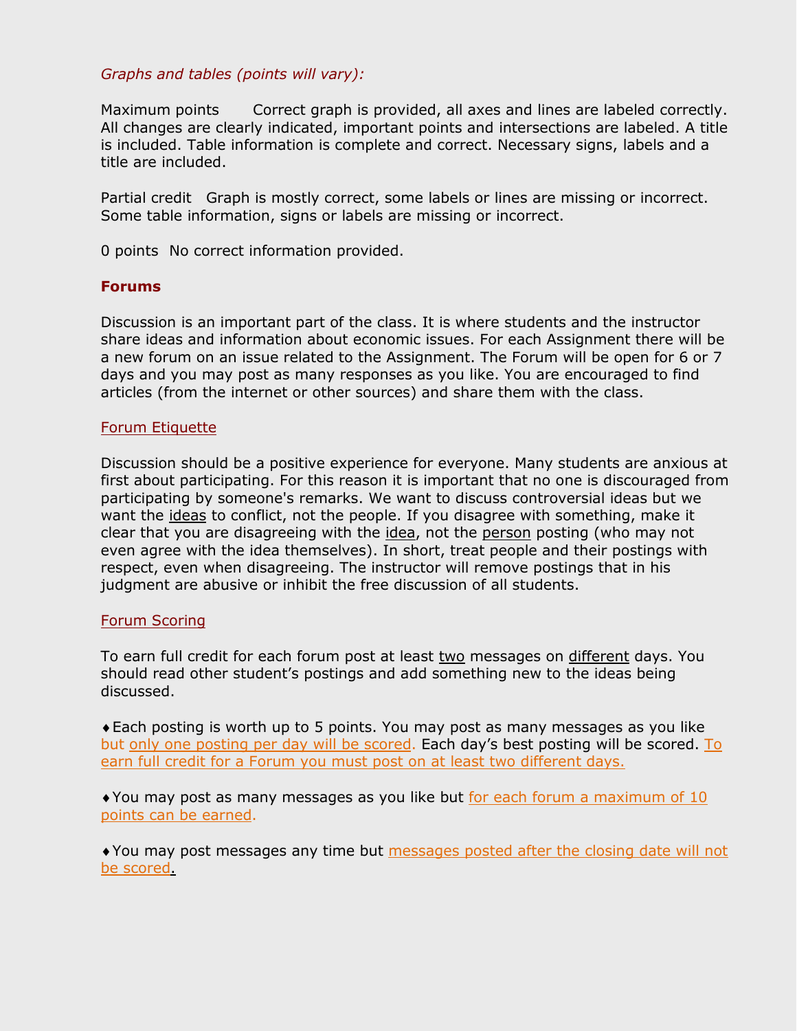*Graphs and tables (points will vary):*

Maximum points    Correct graph is provided, all axes and lines are labeled correctly. All changes are clearly indicated, important points and intersections are labeled. A title is included. Table information is complete and correct. Necessary signs, labels and a title are included.

Partial credit   Graph is mostly correct, some labels or lines are missing or incorrect. Some table information, signs or labels are missing or incorrect.

0 points  No correct information provided.

**Forums**

Discussion is an important part of the class. It is where students and the instructor share ideas and information about economic issues. For each Assignment there will be a new forum on an issue related to the Assignment. The Forum will be open for 6 or 7 days and you may post as many responses as you like. You are encouraged to find articles (from the internet or other sources) and share them with the class.

Forum Etiquette

Discussion should be a positive experience for everyone. Many students are anxious at first about participating. For this reason it is important that no one is discouraged from participating by someone's remarks. We want to discuss controversial ideas but we want the ideas to conflict, not the people. If you disagree with something, make it clear that you are disagreeing with the idea, not the person posting (who may not even agree with the idea themselves). In short, treat people and their postings with respect, even when disagreeing. The instructor will remove postings that in his judgment are abusive or inhibit the free discussion of all students.

Forum Scoring

To earn full credit for each forum post at least two messages on different days. You should read other student's postings and add something new to the ideas being discussed.

♦Each posting is worth up to 5 points. You may post as many messages as you like but only one posting per day will be scored. Each day's best posting will be scored. To earn full credit for a Forum you must post on at least two different days.

♦You may post as many messages as you like but for each forum a maximum of 10 points can be earned.

♦You may post messages any time but messages posted after the closing date will not be scored.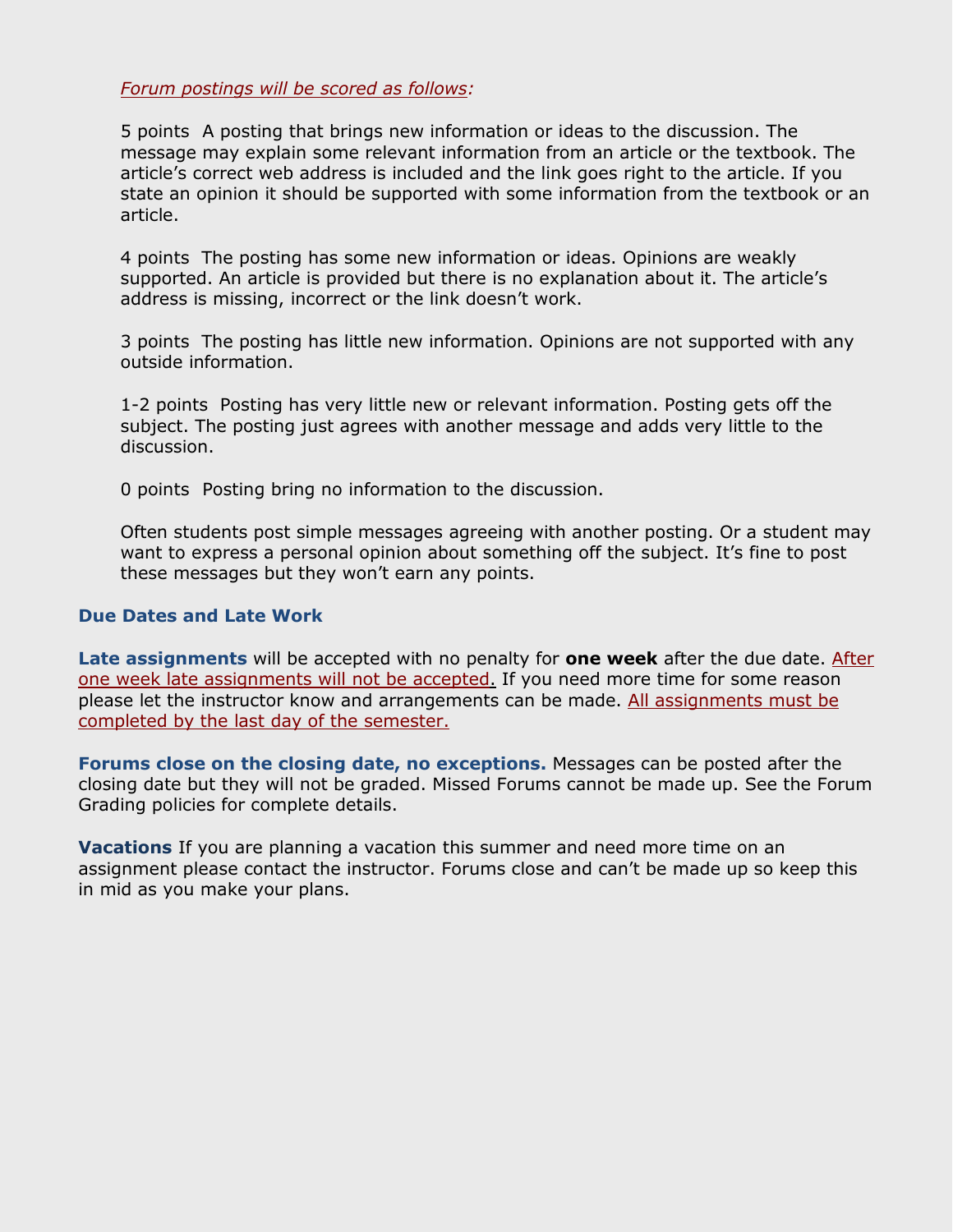*Forum postings will be scored as follows:*

5 points  A posting that brings new information or ideas to the discussion. The message may explain some relevant information from an article or the textbook. The article's correct web address is included and the link goes right to the article. If you state an opinion it should be supported with some information from the textbook or an article.

4 points  The posting has some new information or ideas. Opinions are weakly supported. An article is provided but there is no explanation about it. The article's address is missing, incorrect or the link doesn't work.

3 points  The posting has little new information. Opinions are not supported with any outside information.

1-2 points  Posting has very little new or relevant information. Posting gets off the subject. The posting just agrees with another message and adds very little to the discussion.

0 points  Posting bring no information to the discussion.

Often students post simple messages agreeing with another posting. Or a student may want to express a personal opinion about something off the subject. It's fine to post these messages but they won't earn any points.

### Due Dates and Late Work

**Late assignments** will be accepted with no penalty for **one week** after the due date. After one week late assignments will not be accepted. If you need more time for some reason please let the instructor know and arrangements can be made. All assignments must be completed by the last day of the semester.

**Forums close on the closing date, no exceptions.** Messages can be posted after the closing date but they will not be graded. Missed Forums cannot be made up. See the Forum Grading policies for complete details.

**Vacations** If you are planning a vacation this summer and need more time on an assignment please contact the instructor. Forums close and can't be made up so keep this in mid as you make your plans.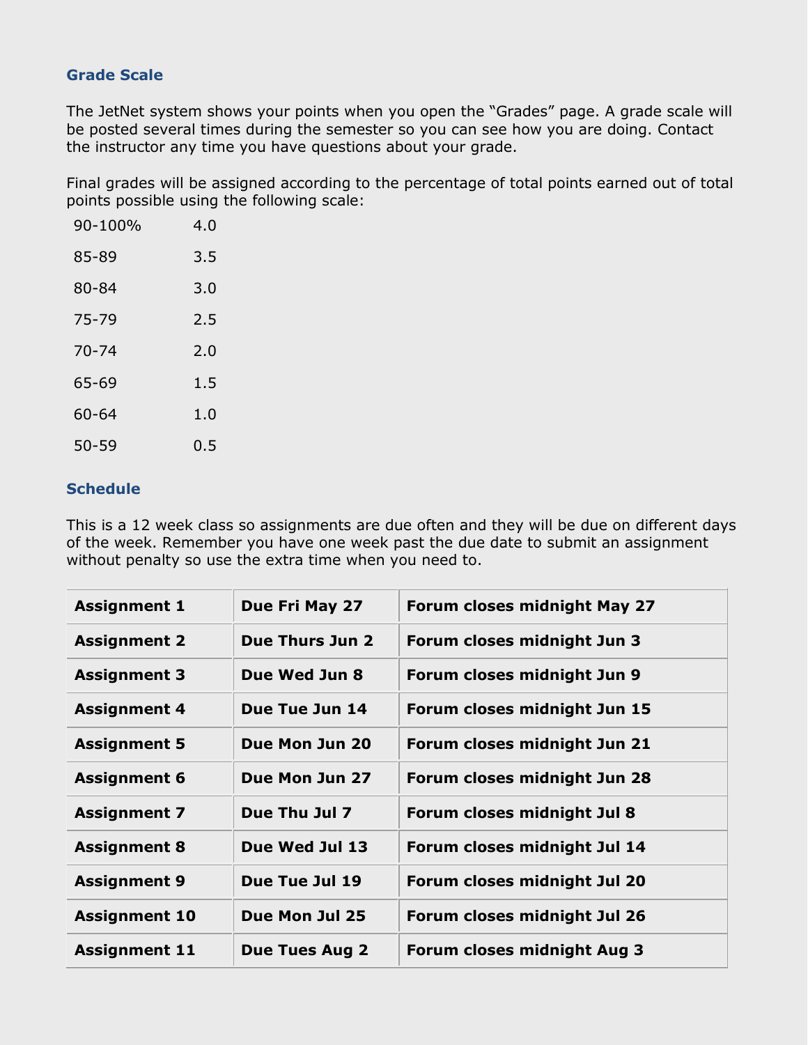### Grade Scale

The JetNet system shows your points when you open the “Grades” page. A grade scale will be posted several times during the semester so you can see how you are doing. Contact the instructor any time you have questions about your grade.

Final grades will be assigned according to the percentage of total points earned out of total points possible using the following scale:

| | |
|---|---|
| 90-100% | 4.0 |
| 85-89 | 3.5 |
| 80-84 | 3.0 |
| 75-79 | 2.5 |
| 70-74 | 2.0 |
| 65-69 | 1.5 |
| 60-64 | 1.0 |
| 50-59 | 0.5 |

### Schedule

This is a 12 week class so assignments are due often and they will be due on different days of the week. Remember you have one week past the due date to submit an assignment without penalty so use the extra time when you need to.

| | | |
|---|---|---|
| **Assignment 1** | **Due Fri May 27** | **Forum closes midnight May 27** |
| **Assignment 2** | **Due Thurs Jun 2** | **Forum closes midnight Jun 3** |
| **Assignment 3** | **Due Wed Jun 8** | **Forum closes midnight Jun 9** |
| **Assignment 4** | **Due Tue Jun 14** | **Forum closes midnight Jun 15** |
| **Assignment 5** | **Due Mon Jun 20** | **Forum closes midnight Jun 21** |
| **Assignment 6** | **Due Mon Jun 27** | **Forum closes midnight Jun 28** |
| **Assignment 7** | **Due Thu Jul 7** | **Forum closes midnight Jul 8** |
| **Assignment 8** | **Due Wed Jul 13** | **Forum closes midnight Jul 14** |
| **Assignment 9** | **Due Tue Jul 19** | **Forum closes midnight Jul 20** |
| **Assignment 10** | **Due Mon Jul 25** | **Forum closes midnight Jul 26** |
| **Assignment 11** | **Due Tues Aug 2** | **Forum closes midnight Aug 3** |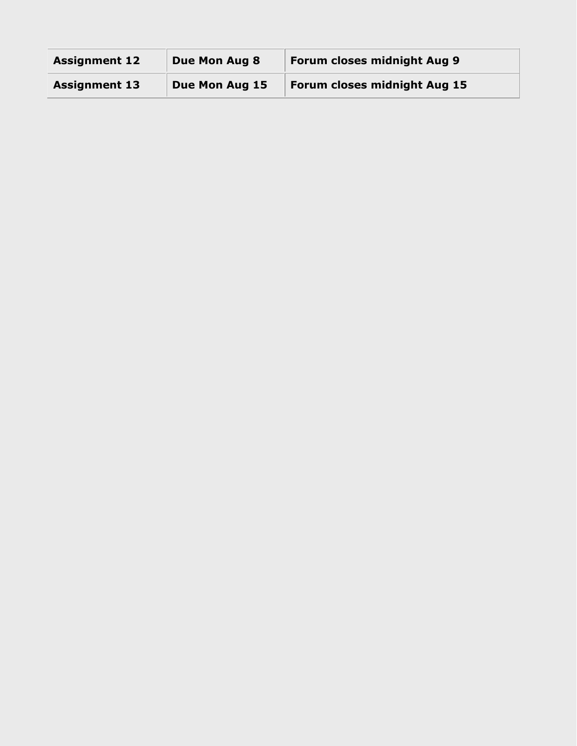| | | |
|---|---|---|
| **Assignment 12** | **Due Mon Aug 8** | **Forum closes midnight Aug 9** |
| **Assignment 13** | **Due Mon Aug 15** | **Forum closes midnight Aug 15** |